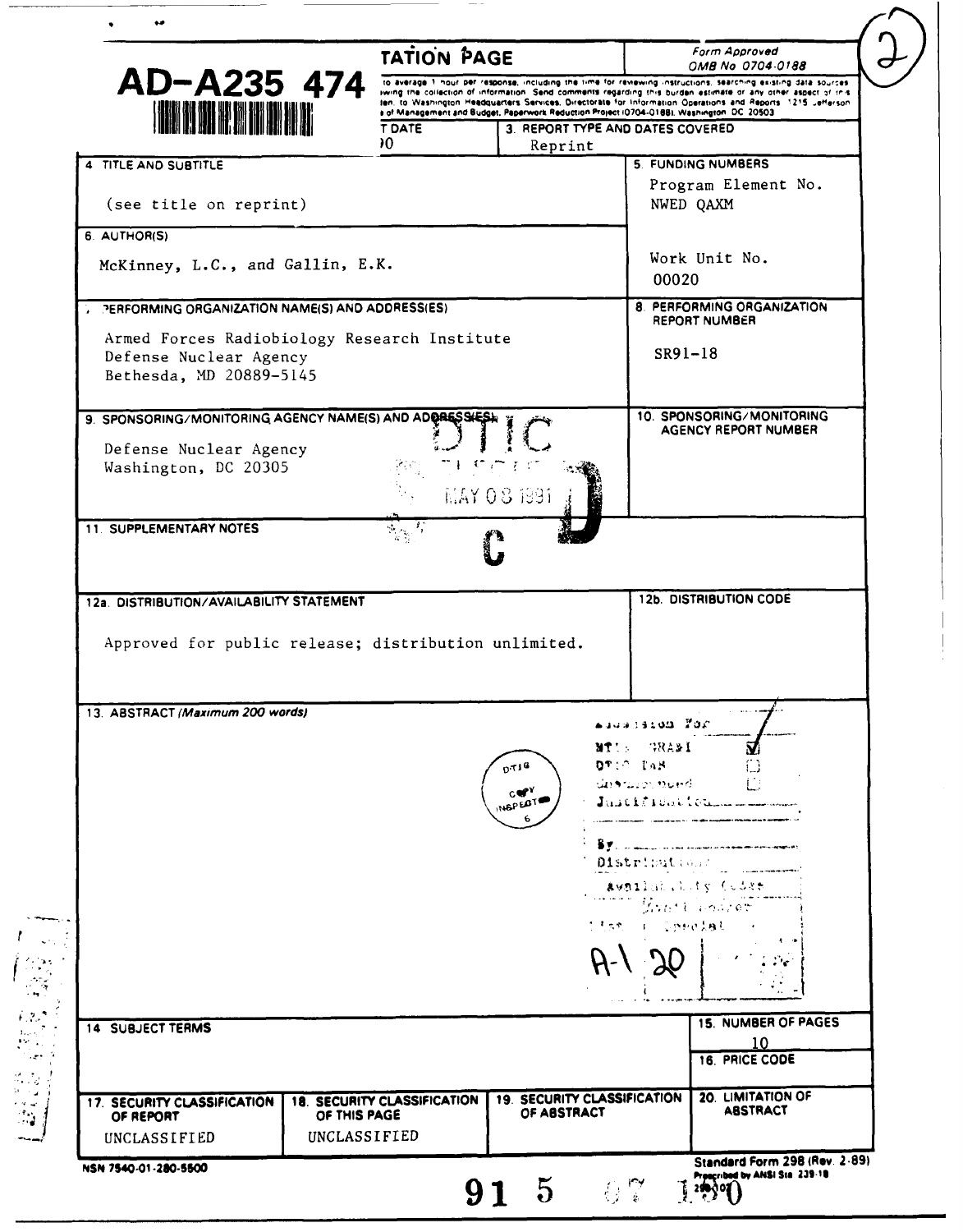AD-A235 474

**REPORT DOCUMENTATION PAGE**

Form Approved
OMB No 0704-0188

...to average 1 hour per response, including the time for reviewing instructions, searching existing data sources, ...wing the collection of information. Send comments regarding this burden estimate or any other aspect of this ...ten, to Washington Headquarters Services, Directorate for Information Operations and Reports, 1215 Jefferson ...of Management and Budget, Paperwork Reduction Project (0704-0188), Washington DC 20503

| | |
|---|---|
| 2. REPORT DATE<br>...0 | 3. REPORT TYPE AND DATES COVERED<br>Reprint |
| 4. TITLE AND SUBTITLE<br><br>(see title on reprint) | 5. FUNDING NUMBERS<br>Program Element No.<br>NWED QAXM<br><br>Work Unit No.<br>00020 |
| 6. AUTHOR(S)<br><br>McKinney, L.C., and Gallin, E.K. | |
| 7. PERFORMING ORGANIZATION NAME(S) AND ADDRESS(ES)<br><br>Armed Forces Radiobiology Research Institute<br>Defense Nuclear Agency<br>Bethesda, MD 20889-5145 | 8. PERFORMING ORGANIZATION REPORT NUMBER<br><br>SR91-18 |
| 9. SPONSORING/MONITORING AGENCY NAME(S) AND ADDRESS(ES)<br><br>Defense Nuclear Agency<br>Washington, DC 20305 | 10. SPONSORING/MONITORING AGENCY REPORT NUMBER |
| 11. SUPPLEMENTARY NOTES | |
| 12a. DISTRIBUTION/AVAILABILITY STATEMENT<br><br>Approved for public release; distribution unlimited. | 12b. DISTRIBUTION CODE |
| 13. ABSTRACT (Maximum 200 words) | |
| 14. SUBJECT TERMS | 15. NUMBER OF PAGES<br>10 |
| | 16. PRICE CODE |

| 17. SECURITY CLASSIFICATION OF REPORT | 18. SECURITY CLASSIFICATION OF THIS PAGE | 19. SECURITY CLASSIFICATION OF ABSTRACT | 20. LIMITATION OF ABSTRACT |
|---|---|---|---|
| UNCLASSIFIED | UNCLASSIFIED | | |

NSN 7540-01-280-5500

Standard Form 298 (Rev. 2-89)
Prescribed by ANSI Std. 239-18

91 5 07 150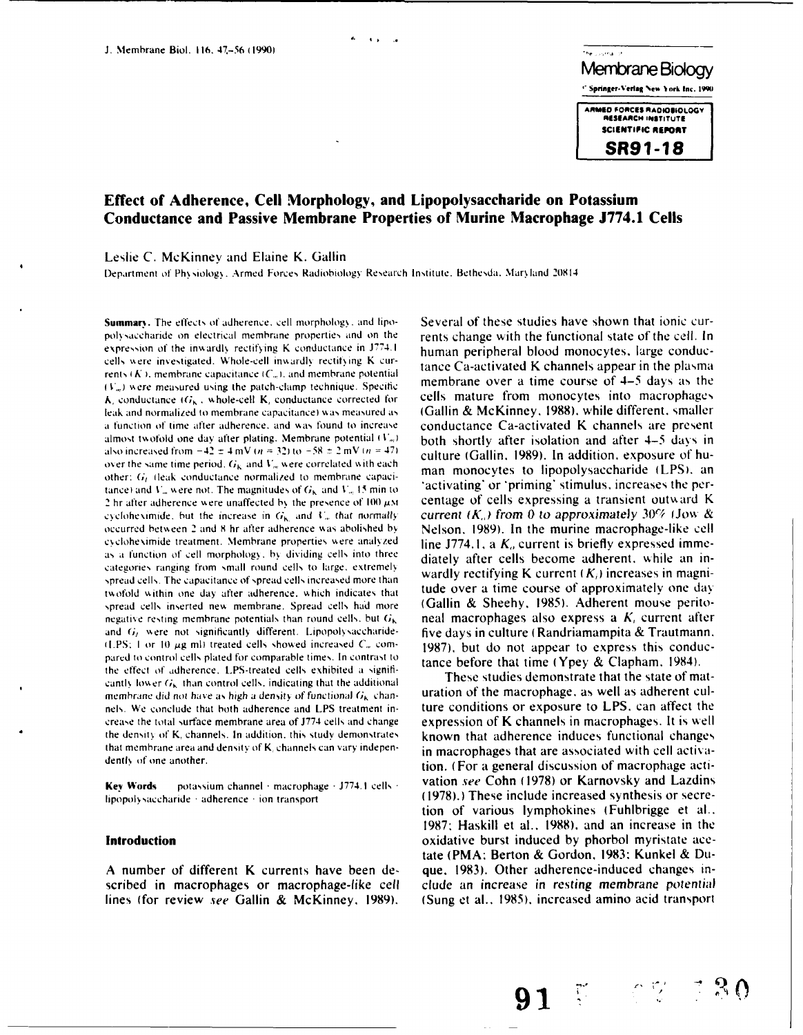# Effect of Adherence, Cell Morphology, and Lipopolysaccharide on Potassium Conductance and Passive Membrane Properties of Murine Macrophage J774.1 Cells

Leslie C. McKinney and Elaine K. Gallin

Department of Physiology, Armed Forces Radiobiology Research Institute, Bethesda, Maryland 20814

ARMED FORCES RADIOBIOLOGY RESEARCH INSTITUTE SCIENTIFIC REPORT **SR91-18**

**Summary.** The effects of adherence, cell morphology, and lipopolysaccharide on electrical membrane properties and on the expression of the inwardly rectifying K conductance in J774.1 cells were investigated. Whole-cell inwardly rectifying K currents ($K_i$), membrane capacitance ($C_m$), and membrane potential ($V_m$) were measured using the patch-clamp technique. Specific $K_i$ conductance ($G_K$, whole-cell $K_i$ conductance corrected for leak and normalized to membrane capacitance) was measured as a function of time after adherence, and was found to increase almost twofold one day after plating. Membrane potential ($V_m$) also increased from $-42 \pm 4$ mV ($n = 32$) to $-58 \pm 2$ mV ($n = 47$) over the same time period. $G_K$ and $V_m$ were correlated with each other; $G_l$ (leak conductance normalized to membrane capacitance) and $V_m$ were not. The magnitudes of $G_K$ and $V_m$ 15 min to 2 hr after adherence were unaffected by the presence of 100 $\mu$M cycloheximide, but the increase in $G_K$ and $V_m$ that normally occurred between 2 and 8 hr after adherence was abolished by cycloheximide treatment. Membrane properties were analyzed as a function of cell morphology, by dividing cells into three categories ranging from small round cells to large, extremely spread cells. The capacitance of spread cells increased more than twofold within one day after adherence, which indicates that spread cells inserted new membrane. Spread cells had more negative resting membrane potentials than round cells, but $G_K$ and $G_l$ were not significantly different. Lipopolysaccharide-(LPS; 1 or 10 $\mu$g/ml) treated cells showed increased $C_m$ compared to control cells plated for comparable times. In contrast to the effect of adherence, LPS-treated cells exhibited a significantly lower $G_K$ than control cells, indicating that the additional membrane did not have as high a density of functional $G_K$ channels. We conclude that both adherence and LPS treatment increase the total surface membrane area of J774 cells and change the density of $K_i$ channels. In addition, this study demonstrates that membrane area and density of $K_i$ channels can vary independently of one another.

**Key Words** potassium channel · macrophage · J774.1 cells · lipopolysaccharide · adherence · ion transport

## Introduction

A number of different K currents have been described in macrophages or macrophage-like cell lines (for review *see* Gallin & McKinney, 1989). Several of these studies have shown that ionic currents change with the functional state of the cell. In human peripheral blood monocytes, large conductance Ca-activated K channels appear in the plasma membrane over a time course of 4–5 days as the cells mature from monocytes into macrophages (Gallin & McKinney, 1988), while different, smaller conductance Ca-activated K channels are present both shortly after isolation and after 4–5 days in culture (Gallin, 1989). In addition, exposure of human monocytes to lipopolysaccharide (LPS), an 'activating' or 'priming' stimulus, increases the percentage of cells expressing a transient outward K current ($K_o$) from 0 to approximately 30% (Jow & Nelson, 1989). In the murine macrophage-like cell line J774.1, a $K_o$ current is briefly expressed immediately after cells become adherent, while an inwardly rectifying K current ($K_i$) increases in magnitude over a time course of approximately one day (Gallin & Sheehy, 1985). Adherent mouse peritoneal macrophages also express a $K_i$ current after five days in culture (Randriamampita & Trautmann, 1987), but do not appear to express this conductance before that time (Ypey & Clapham, 1984).

These studies demonstrate that the state of maturation of the macrophage, as well as adherent culture conditions or exposure to LPS, can affect the expression of K channels in macrophages. It is well known that adherence induces functional changes in macrophages that are associated with cell activation. (For a general discussion of macrophage activation *see* Cohn (1978) or Karnovsky and Lazdins (1978).) These include increased synthesis or secretion of various lymphokines (Fuhlbrigge et al., 1987; Haskill et al., 1988), and an increase in the oxidative burst induced by phorbol myristate acetate (PMA; Berton & Gordon, 1983; Kunkel & Duque, 1983). Other adherence-induced changes include an increase in resting membrane potential (Sung et al., 1985), increased amino acid transport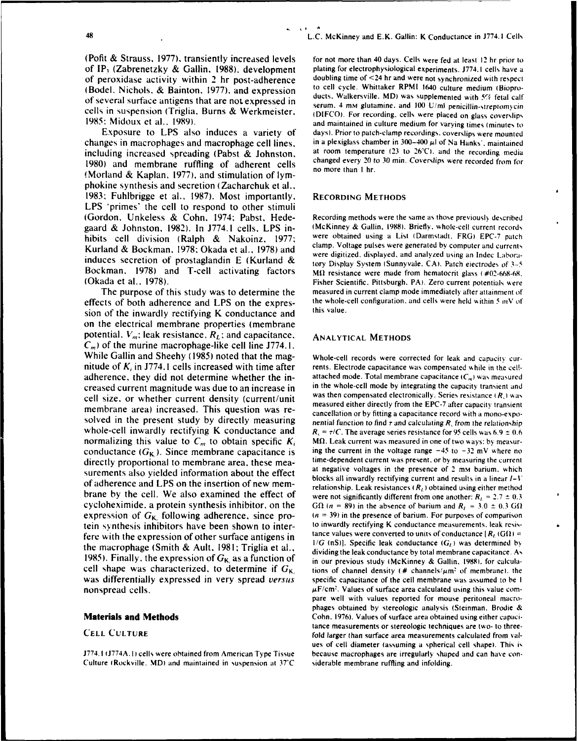(Pofit & Strauss, 1977), transiently increased levels of $IP_3$ (Zabrenetzky & Gallin, 1988), development of peroxidase activity within 2 hr post-adherence (Bodel, Nichols, & Bainton, 1977), and expression of several surface antigens that are not expressed in cells in suspension (Triglia, Burns & Werkmeister, 1985; Midoux et al., 1989).

Exposure to LPS also induces a variety of changes in macrophages and macrophage cell lines, including increased spreading (Pabst & Johnston, 1980) and membrane ruffling of adherent cells (Morland & Kaplan, 1977), and stimulation of lymphokine synthesis and secretion (Zacharchuk et al., 1983; Fuhlbrigge et al., 1987). Most importantly, LPS 'primes' the cell to respond to other stimuli (Gordon, Unkeless & Cohn, 1974; Pabst, Hedegaard & Johnston, 1982). In J774.1 cells, LPS inhibits cell division (Ralph & Nakoinz, 1977; Kurland & Bockman, 1978; Okada et al., 1978) and induces secretion of prostaglandin E (Kurland & Bockman, 1978) and T-cell activating factors (Okada et al., 1978).

The purpose of this study was to determine the effects of both adherence and LPS on the expression of the inwardly rectifying K conductance and on the electrical membrane properties (membrane potential, $V_m$; leak resistance, $R_L$; and capacitance, $C_m$) of the murine macrophage-like cell line J774.1. While Gallin and Sheehy (1985) noted that the magnitude of $K_i$ in J774.1 cells increased with time after adherence, they did not determine whether the increased current magnitude was due to an increase in cell size, or whether current density (current/unit membrane area) increased. This question was resolved in the present study by directly measuring whole-cell inwardly rectifying K conductance and normalizing this value to $C_m$ to obtain specific $K_i$ conductance ($G_{K_i}$). Since membrane capacitance is directly proportional to membrane area, these measurements also yielded information about the effect of adherence and LPS on the insertion of new membrane by the cell. We also examined the effect of cycloheximide, a protein synthesis inhibitor, on the expression of $G_{K_i}$ following adherence, since protein synthesis inhibitors have been shown to interfere with the expression of other surface antigens in the macrophage (Smith & Ault, 1981; Triglia et al., 1985). Finally, the expression of $G_{K_i}$ as a function of cell shape was characterized, to determine if $G_{K_i}$ was differentially expressed in very spread *versus* nonspread cells.

## Materials and Methods

### Cell Culture

J774.1 (J774A.1) cells were obtained from American Type Tissue Culture (Rockville, MD) and maintained in suspension at 37°C for not more than 40 days. Cells were fed at least 12 hr prior to plating for electrophysiological experiments. J774.1 cells have a doubling time of <24 hr and were not synchronized with respect to cell cycle. Whittaker RPMI 1640 culture medium (Bioproducts, Walkersville, MD) was supplemented with 5% fetal calf serum, 4 mM glutamine, and 100 U/ml penicillin-streptomycin (DIFCO). For recording, cells were placed on glass coverslips and maintained in culture medium for varying times (minutes to days). Prior to patch-clamp recordings, coverslips were mounted in a plexiglass chamber in 300–400 $\mu$l of Na Hanks', maintained at room temperature (23 to 26°C), and the recording media changed every 20 to 30 min. Coverslips were recorded from for no more than 1 hr.

### Recording Methods

Recording methods were the same as those previously described (McKinney & Gallin, 1988). Briefly, whole-cell current records were obtained using a List (Darmstadt, FRG) EPC-7 patch clamp. Voltage pulses were generated by computer and currents were digitized, displayed, and analyzed using an Indec Laboratory Display System (Sunnyvale, CA). Patch electrodes of 3–5 M$\Omega$ resistance were made from hematocrit glass (#02-668-68, Fisher Scientific, Pittsburgh, PA). Zero current potentials were measured in current clamp mode immediately after attainment of the whole-cell configuration, and cells were held within 5 mV of this value.

### Analytical Methods

Whole-cell records were corrected for leak and capacity currents. Electrode capacitance was compensated while in the cell-attached mode. Total membrane capacitance ($C_m$) was measured in the whole-cell mode by integrating the capacity transient and was then compensated electronically. Series resistance ($R_s$) was measured either directly from the EPC-7 after capacity transient cancellation or by fitting a capacitance record with a mono-exponential function to find $\tau$ and calculating $R_s$ from the relationship $R_s = \tau/C$. The average series resistance for 95 cells was 6.9 ± 0.6 M$\Omega$. Leak current was measured in one of two ways: by measuring the current in the voltage range −45 to −32 mV where no time-dependent current was present, or by measuring the current at negative voltages in the presence of 2 mM barium, which blocks all inwardly rectifying current and results in a linear *I–V* relationship. Leak resistances ($R_l$) obtained using either method were not significantly different from one another: $R_l$ = 2.7 ± 0.3 G$\Omega$ ($n$ = 89) in the absence of barium and $R_l$ = 3.0 ± 0.3 G$\Omega$ ($n$ = 39) in the presence of barium. For purposes of comparison to inwardly rectifying K conductance measurements, leak resistance values were converted to units of conductance [$R_l$ (G$\Omega$) = $1/G$ (nS)]. Specific leak conductance ($G_l$) was determined by dividing the leak conductance by total membrane capacitance. As in our previous study (McKinney & Gallin, 1988), for calculations of channel density (# channels/$\mu$m$^2$ of membrane), the specific capacitance of the cell membrane was assumed to be 1 $\mu$F/cm$^2$. Values of surface area calculated using this value compare well with values reported for mouse peritoneal macrophages obtained by stereologic analysis (Steinman, Brodie & Cohn, 1976). Values of surface area obtained using either capacitance measurements or stereologic techniques are two- to three-fold larger than surface area measurements calculated from values of cell diameter (assuming a spherical cell shape). This is because macrophages are irregularly shaped and can have considerable membrane ruffling and infolding.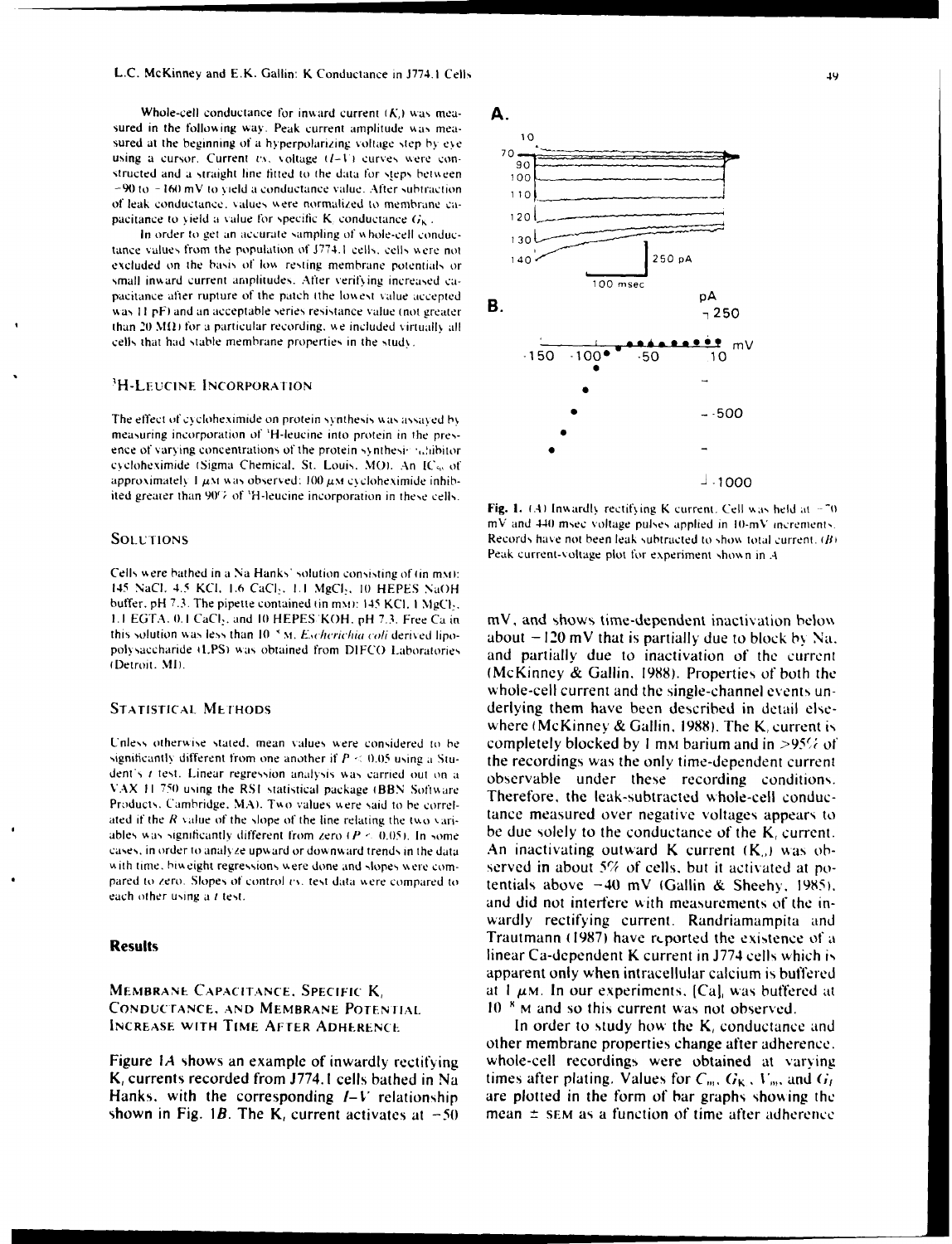Whole-cell conductance for inward current ($K_i$) was measured in the following way. Peak current amplitude was measured at the beginning of a hyperpolarizing voltage step by eye using a cursor. Current *vs.* voltage ($I$–$V$) curves were constructed and a straight line fitted to the data for steps between −90 to −160 mV to yield a conductance value. After subtraction of leak conductance, values were normalized to membrane capacitance to yield a value for specific $K_i$ conductance ($G_K$).

In order to get an accurate sampling of whole-cell conductance values from the population of J774.1 cells, cells were not excluded on the basis of low resting membrane potentials or small inward current amplitudes. After verifying increased capacitance after rupture of the patch (the lowest value accepted was 11 pF) and an acceptable series resistance value (not greater than 20 MΩ) for a particular recording, we included virtually all cells that had stable membrane properties in the study.

### $^3$H-Leucine Incorporation

The effect of cycloheximide on protein synthesis was assayed by measuring incorporation of $^3$H-leucine into protein in the presence of varying concentrations of the protein synthesis inhibitor cycloheximide (Sigma Chemical, St. Louis, MO). An $IC_{50}$ of approximately 1 $\mu$M was observed; 100 $\mu$M cycloheximide inhibited greater than 90% of $^3$H-leucine incorporation in these cells.

### Solutions

Cells were bathed in a Na Hanks' solution consisting of (in mM): 145 NaCl, 4.5 KCl, 1.6 $CaCl_2$, 1.1 $MgCl_2$, 10 HEPES NaOH buffer, pH 7.3. The pipette contained (in mM): 145 KCl, 1 $MgCl_2$, 1.1 EGTA, 0.1 $CaCl_2$, and 10 HEPES/KOH, pH 7.3. Free Ca in this solution was less than $10^{-8}$ M. *Escherichia coli* derived lipopolysaccharide (LPS) was obtained from DIFCO Laboratories (Detroit, MI).

### Statistical Methods

Unless otherwise stated, mean values were considered to be significantly different from one another if $P < 0.05$ using a Student's $t$ test. Linear regression analysis was carried out on a VAX 11/750 using the RS1 statistical package (BBN Software Products, Cambridge, MA). Two values were said to be correlated if the $R$ value of the slope of the line relating the two variables was significantly different from zero ($P < 0.05$). In some cases, in order to analyze upward or downward trends in the data with time, biweight regressions were done and slopes were compared to zero. Slopes of control *vs.* test data were compared to each other using a $t$ test.

## Results

### Membrane Capacitance, Specific $K_i$ Conductance, and Membrane Potential Increase with Time After Adherence

Figure 1*A* shows an example of inwardly rectifying $K_i$ currents recorded from J774.1 cells bathed in Na Hanks, with the corresponding $I$–$V$ relationship shown in Fig. 1*B*. The $K_i$ current activates at −50 mV, and shows time-dependent inactivation below about −120 mV that is partially due to block by Na, and partially due to inactivation of the current (McKinney & Gallin, 1988). Properties of both the whole-cell current and the single-channel events underlying them have been described in detail elsewhere (McKinney & Gallin, 1988). The $K_i$ current is completely blocked by 1 mM barium and in >95% of the recordings was the only time-dependent current observable under these recording conditions. Therefore, the leak-subtracted whole-cell conductance measured over negative voltages appears to be due solely to the conductance of the $K_i$ current. An inactivating outward K current ($K_o$) was observed in about 5% of cells, but it activated at potentials above −40 mV (Gallin & Sheehy, 1985), and did not interfere with measurements of the inwardly rectifying current. Randriamampita and Trautmann (1987) have reported the existence of a linear Ca-dependent K current in J774 cells which is apparent only when intracellular calcium is buffered at 1 $\mu$M. In our experiments, $[Ca]_i$ was buffered at $10^{-8}$ M and so this current was not observed.

In order to study how the $K_i$ conductance and other membrane properties change after adherence, whole-cell recordings were obtained at varying times after plating. Values for $C_m$, $G_K$, $V_m$, and $G_l$ are plotted in the form of bar graphs showing the mean ± SEM as a function of time after adherence

**Fig. 1.** (*A*) Inwardly rectifying K current. Cell was held at −70 mV and 440 msec voltage pulses applied in 10-mV increments. Records have not been leak subtracted to show total current. (*B*) Peak current-voltage plot for experiment shown in *A*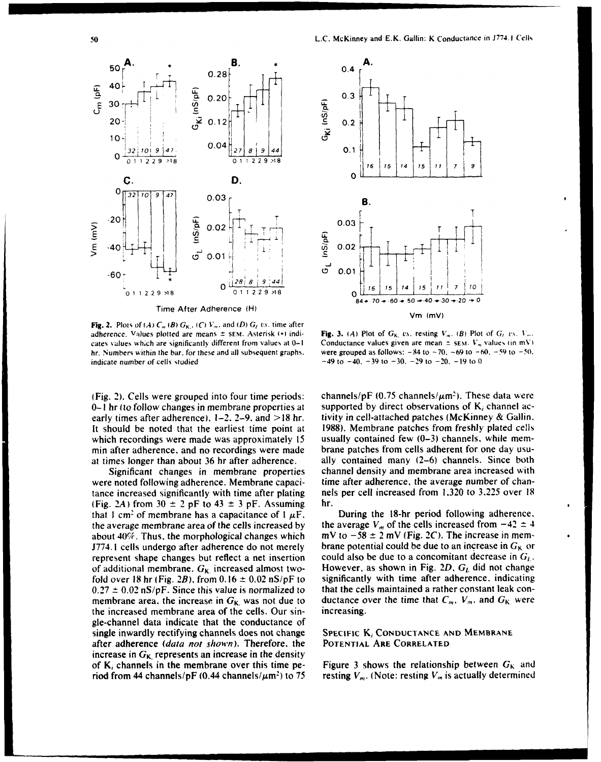Fig. 2. Plots of (*A*) $C_m$ (*B*) $G_{K_i}$, (*C*) $V_m$, and (*D*) $G_l$ *vs.* time after adherence. Values plotted are means ± SEM. Asterisk (*) indicates values which are significantly different from values at 0–1 hr. Numbers within the bar, for these and all subsequent graphs, indicate number of cells studied

Fig. 3. (*A*) Plot of $G_{K_i}$ *vs.* resting $V_m$. (*B*) Plot of $G_l$ *vs.* $V_m$. Conductance values given are mean ± SEM. $V_m$ values (in mV) were grouped as follows: −84 to −70, −69 to −60, −59 to −50, −49 to −40, −39 to −30, −29 to −20, −19 to 0

(Fig. 2). Cells were grouped into four time periods: 0–1 hr (to follow changes in membrane properties at early times after adherence), 1–2, 2–9, and >18 hr. It should be noted that the earliest time point at which recordings were made was approximately 15 min after adherence, and no recordings were made at times longer than about 36 hr after adherence.

Significant changes in membrane properties were noted following adherence. Membrane capacitance increased significantly with time after plating (Fig. 2*A*) from 30 ± 2 pF to 43 ± 3 pF. Assuming that 1 $cm^2$ of membrane has a capacitance of 1 $\mu F$, the average membrane area of the cells increased by about 40%. Thus, the morphological changes which J774.1 cells undergo after adherence do not merely represent shape changes but reflect a net insertion of additional membrane. $G_{K_i}$ increased almost two-fold over 18 hr (Fig. 2*B*), from 0.16 ± 0.02 nS/pF to 0.27 ± 0.02 nS/pF. Since this value is normalized to membrane area, the increase in $G_{K_i}$ was not due to the increased membrane area of the cells. Our single-channel data indicate that the conductance of single inwardly rectifying channels does not change after adherence (*data not shown*). Therefore, the increase in $G_{K_i}$ represents an increase in the density of $K_i$ channels in the membrane over this time period from 44 channels/pF (0.44 channels/$\mu m^2$) to 75 channels/pF (0.75 channels/$\mu m^2$). These data were supported by direct observations of $K_i$ channel activity in cell-attached patches (McKinney & Gallin, 1988). Membrane patches from freshly plated cells usually contained few (0–3) channels, while membrane patches from cells adherent for one day usually contained many (2–6) channels. Since both channel density and membrane area increased with time after adherence, the average number of channels per cell increased from 1,320 to 3,225 over 18 hr.

During the 18-hr period following adherence, the average $V_m$ of the cells increased from −42 ± 4 mV to −58 ± 2 mV (Fig. 2*C*). The increase in membrane potential could be due to an increase in $G_{K_i}$ or could also be due to a concomitant decrease in $G_L$. However, as shown in Fig. 2*D*, $G_L$ did not change significantly with time after adherence, indicating that the cells maintained a rather constant leak conductance over the time that $C_m$, $V_m$, and $G_{K_i}$ were increasing.

## Specific $K_i$ Conductance and Membrane Potential Are Correlated

Figure 3 shows the relationship between $G_{K_i}$ and resting $V_m$. (Note: resting $V_m$ is actually determined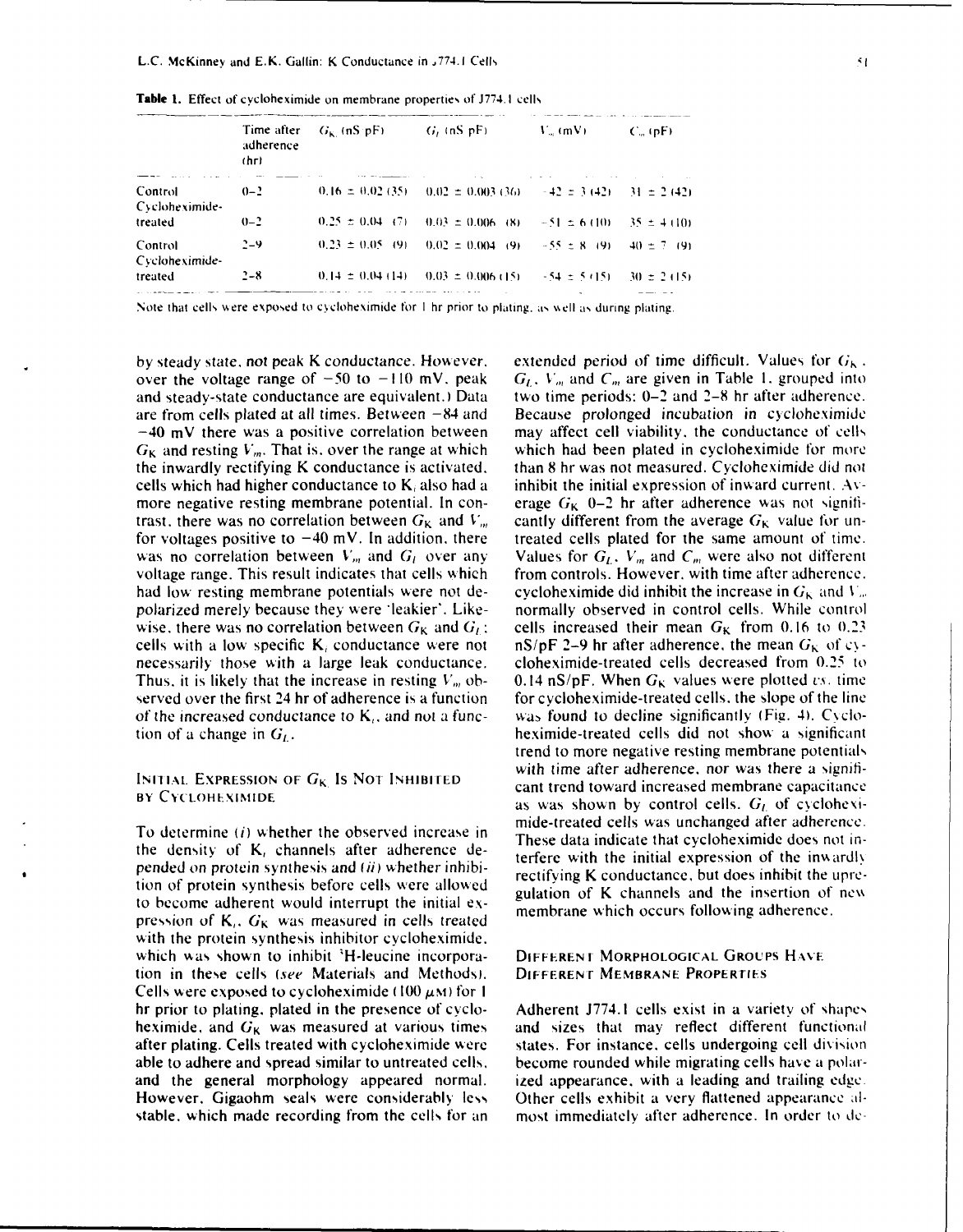**Table 1.** Effect of cycloheximide on membrane properties of J774.1 cells

| | Time after adherence (hr) | $G_K$ (nS/pF) | $G_L$ (nS/pF) | $V_m$ (mV) | $C_m$ (pF) |
|---|---|---|---|---|---|
| Control | 0–2 | 0.16 ± 0.02 (35) | 0.02 ± 0.003 (36) | −42 ± 3 (42) | 31 ± 2 (42) |
| Cycloheximide-treated | 0–2 | 0.25 ± 0.04 (7) | 0.03 ± 0.006 (8) | −51 ± 6 (10) | 35 ± 4 (10) |
| Control | 2–9 | 0.23 ± 0.05 (9) | 0.02 ± 0.004 (9) | −55 ± 8 (9) | 40 ± 7 (9) |
| Cycloheximide-treated | 2–8 | 0.14 ± 0.04 (14) | 0.03 ± 0.006 (15) | −54 ± 5 (15) | 30 ± 2 (15) |

Note that cells were exposed to cycloheximide for 1 hr prior to plating, as well as during plating.

by steady state, not peak K conductance. However, over the voltage range of −50 to −110 mV, peak and steady-state conductance are equivalent.) Data are from cells plated at all times. Between −84 and −40 mV there was a positive correlation between $G_K$ and resting $V_m$. That is, over the range at which the inwardly rectifying K conductance is activated, cells which had higher conductance to $K_i$ also had a more negative resting membrane potential. In contrast, there was no correlation between $G_K$ and $V_m$ for voltages positive to −40 mV. In addition, there was no correlation between $V_m$ and $G_l$ over any voltage range. This result indicates that cells which had low resting membrane potentials were not depolarized merely because they were 'leakier'. Likewise, there was no correlation between $G_K$ and $G_L$: cells with a low specific $K_i$ conductance were not necessarily those with a large leak conductance. Thus, it is likely that the increase in resting $V_m$ observed over the first 24 hr of adherence is a function of the increased conductance to $K_i$, and not a function of a change in $G_L$.

### Initial Expression of $G_K$ Is Not Inhibited by Cycloheximide

To determine (*i*) whether the observed increase in the density of $K_i$ channels after adherence depended on protein synthesis and (*ii*) whether inhibition of protein synthesis before cells were allowed to become adherent would interrupt the initial expression of $K_i$, $G_K$ was measured in cells treated with the protein synthesis inhibitor cycloheximide, which was shown to inhibit $^3$H-leucine incorporation in these cells (*see* Materials and Methods). Cells were exposed to cycloheximide (100 $\mu$M) for 1 hr prior to plating, plated in the presence of cycloheximide, and $G_K$ was measured at various times after plating. Cells treated with cycloheximide were able to adhere and spread similar to untreated cells, and the general morphology appeared normal. However, Gigaohm seals were considerably less stable, which made recording from the cells for an extended period of time difficult. Values for $G_K$, $G_L$, $V_m$ and $C_m$ are given in Table 1, grouped into two time periods: 0–2 and 2–8 hr after adherence. Because prolonged incubation in cycloheximide may affect cell viability, the conductance of cells which had been plated in cycloheximide for more than 8 hr was not measured. Cycloheximide did not inhibit the initial expression of inward current. Average $G_K$ 0–2 hr after adherence was not significantly different from the average $G_K$ value for untreated cells plated for the same amount of time. Values for $G_L$, $V_m$ and $C_m$ were also not different from controls. However, with time after adherence, cycloheximide did inhibit the increase in $G_K$ and $V_m$ normally observed in control cells. While control cells increased their mean $G_K$ from 0.16 to 0.23 nS/pF 2–9 hr after adherence, the mean $G_K$ of cycloheximide-treated cells decreased from 0.25 to 0.14 nS/pF. When $G_K$ values were plotted *vs.* time for cycloheximide-treated cells, the slope of the line was found to decline significantly (Fig. 4). Cycloheximide-treated cells did not show a significant trend to more negative resting membrane potentials with time after adherence, nor was there a significant trend toward increased membrane capacitance as was shown by control cells. $G_L$ of cycloheximide-treated cells was unchanged after adherence. These data indicate that cycloheximide does not interfere with the initial expression of the inwardly rectifying K conductance, but does inhibit the upregulation of K channels and the insertion of new membrane which occurs following adherence.

### Different Morphological Groups Have Different Membrane Properties

Adherent J774.1 cells exist in a variety of shapes and sizes that may reflect different functional states. For instance, cells undergoing cell division become rounded while migrating cells have a polarized appearance, with a leading and trailing edge. Other cells exhibit a very flattened appearance almost immediately after adherence. In order to de-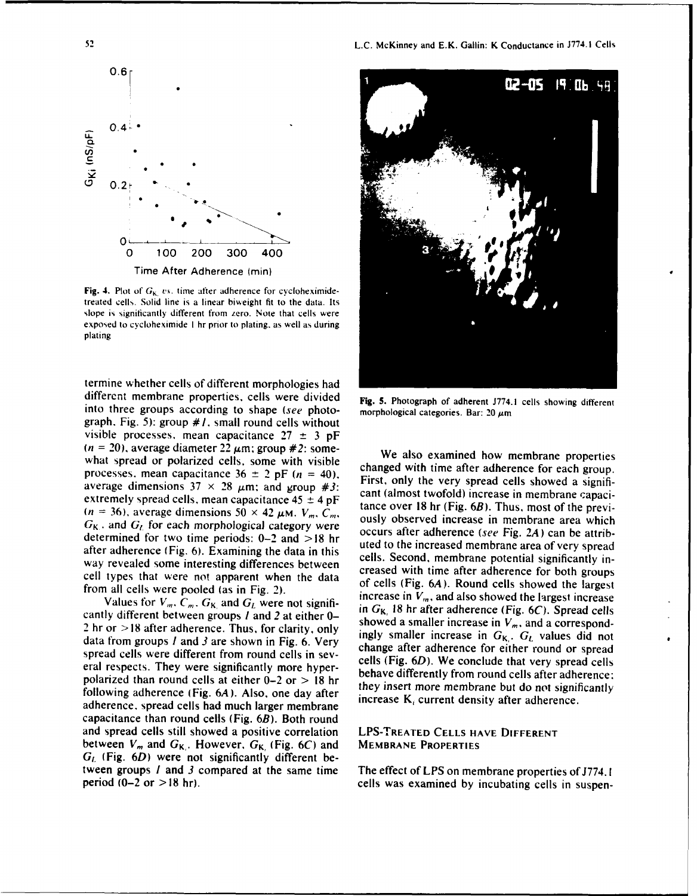Fig. 4. Plot of $G_{K_i}$ *vs.* time after adherence for cycloheximide-treated cells. Solid line is a linear biweight fit to the data. Its slope is significantly different from zero. Note that cells were exposed to cycloheximide 1 hr prior to plating, as well as during plating

termine whether cells of different morphologies had different membrane properties, cells were divided into three groups according to shape (*see* photograph, Fig. 5): group *#1*, small round cells without visible processes, mean capacitance 27 ± 3 pF ($n = 20$), average diameter 22 $\mu$m; group *#2*: somewhat spread or polarized cells, some with visible processes, mean capacitance 36 ± 2 pF ($n = 40$), average dimensions 37 × 28 $\mu$m; and group *#3*: extremely spread cells, mean capacitance 45 ± 4 pF ($n = 36$), average dimensions 50 × 42 $\mu$M. $V_m$, $C_m$, $G_K$, and $G_L$ for each morphological category were determined for two time periods: 0–2 and >18 hr after adherence (Fig. 6). Examining the data in this way revealed some interesting differences between cell types that were not apparent when the data from all cells were pooled (as in Fig. 2).

Values for $V_m$, $C_m$, $G_{K_i}$ and $G_L$ were not significantly different between groups *1* and *2* at either 0–2 hr or >18 after adherence. Thus, for clarity, only data from groups *1* and *3* are shown in Fig. 6. Very spread cells were different from round cells in several respects. They were significantly more hyperpolarized than round cells at either 0–2 or > 18 hr following adherence (Fig. 6*A*). Also, one day after adherence, spread cells had much larger membrane capacitance than round cells (Fig. 6*B*). Both round and spread cells still showed a positive correlation between $V_m$ and $G_{K_i}$. However, $G_{K_i}$ (Fig. 6*C*) and $G_L$ (Fig. 6*D*) were not significantly different between groups *1* and *3* compared at the same time period (0–2 or >18 hr).

Fig. 5. Photograph of adherent J774.1 cells showing different morphological categories. Bar: 20 $\mu$m

We also examined how membrane properties changed with time after adherence for each group. First, only the very spread cells showed a significant (almost twofold) increase in membrane capacitance over 18 hr (Fig. 6*B*). Thus, most of the previously observed increase in membrane area which occurs after adherence (*see* Fig. 2*A*) can be attributed to the increased membrane area of very spread cells. Second, membrane potential significantly increased with time after adherence for both groups of cells (Fig. 6*A*). Round cells showed the largest increase in $V_m$, and also showed the largest increase in $G_{K_i}$ 18 hr after adherence (Fig. 6*C*). Spread cells showed a smaller increase in $V_m$, and a correspondingly smaller increase in $G_{K_i}$. $G_L$ values did not change after adherence for either round or spread cells (Fig. 6*D*). We conclude that very spread cells behave differently from round cells after adherence; they insert more membrane but do not significantly increase $K_i$ current density after adherence.

## LPS-Treated Cells Have Different Membrane Properties

The effect of LPS on membrane properties of J774.1 cells was examined by incubating cells in suspen-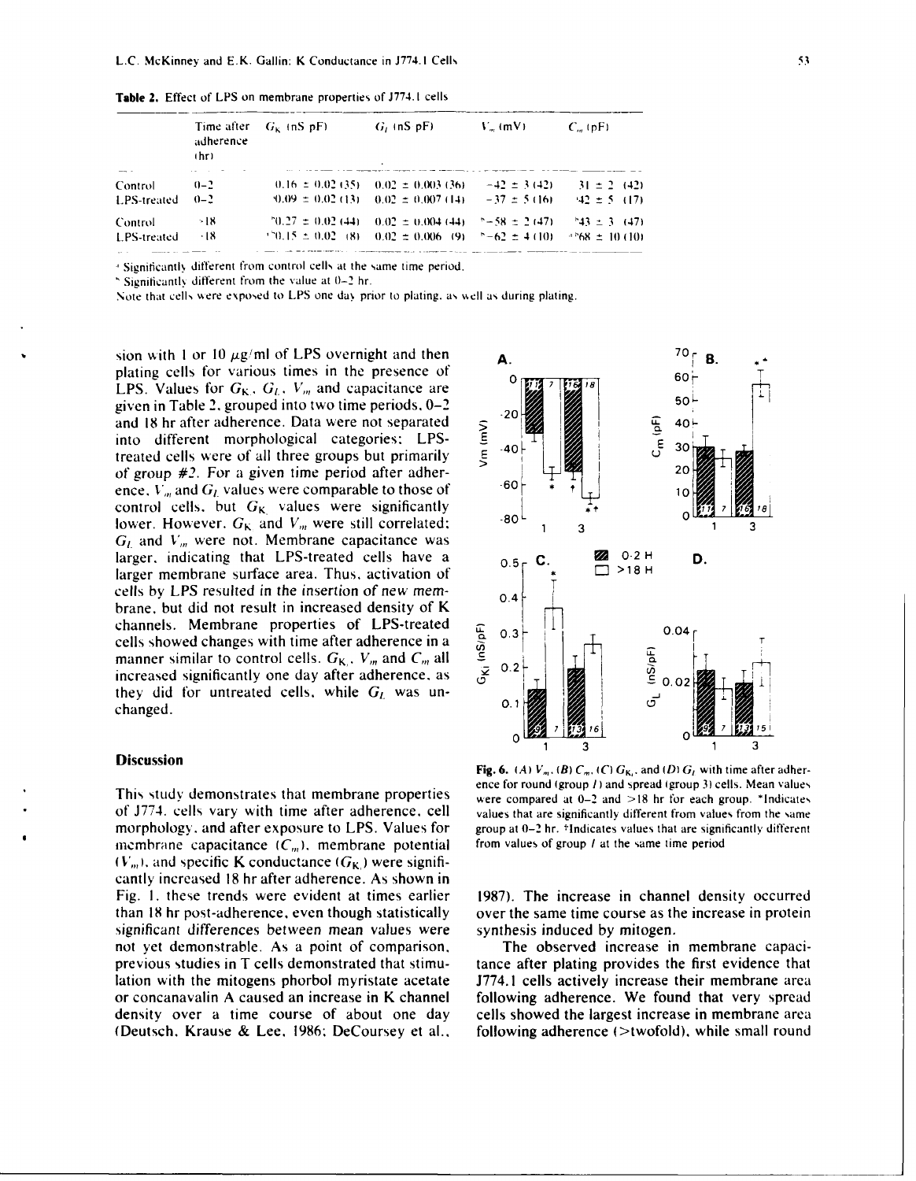**Table 2.** Effect of LPS on membrane properties of J774.1 cells

| | Time after adherence (hr) | $G_K$ (nS/pF) | $G_L$ (nS/pF) | $V_m$ (mV) | $C_m$ (pF) |
|---|---|---|---|---|---|
| Control | 0–2 | 0.16 ± 0.02 (35) | 0.02 ± 0.003 (36) | −42 ± 3 (42) | 31 ± 2 (42) |
| LPS-treated | 0–2 | [a]0.09 ± 0.02 (13) | 0.02 ± 0.007 (14) | −37 ± 5 (16) | [a]42 ± 5 (17) |
| Control | >18 | [b]0.27 ± 0.02 (44) | 0.02 ± 0.004 (44) | [b]−58 ± 2 (47) | [b]43 ± 3 (47) |
| LPS-treated | >18 | [a,b]0.15 ± 0.02 (8) | 0.02 ± 0.006 (9) | [b]−62 ± 4 (10) | [a,b]68 ± 10 (10) |

[a] Significantly different from control cells at the same time period.
[b] Significantly different from the value at 0–2 hr.
Note that cells were exposed to LPS one day prior to plating, as well as during plating.

sion with 1 or 10 $\mu$g/ml of LPS overnight and then plating cells for various times in the presence of LPS. Values for $G_K$, $G_L$, $V_m$ and capacitance are given in Table 2, grouped into two time periods, 0–2 and 18 hr after adherence. Data were not separated into different morphological categories; LPS-treated cells were of all three groups but primarily of group #2. For a given time period after adherence, $V_m$ and $G_L$ values were comparable to those of control cells, but $G_K$ values were significantly lower. However, $G_K$ and $V_m$ were still correlated; $G_L$ and $V_m$ were not. Membrane capacitance was larger, indicating that LPS-treated cells have a larger membrane surface area. Thus, activation of cells by LPS resulted in the insertion of new membrane, but did not result in increased density of K channels. Membrane properties of LPS-treated cells showed changes with time after adherence in a manner similar to control cells. $G_{K_i}$, $V_m$ and $C_m$ all increased significantly one day after adherence, as they did for untreated cells, while $G_L$ was unchanged.

**Fig. 6.** (*A*) $V_m$, (*B*) $C_m$, (*C*) $G_{K_i}$, and (*D*) $G_L$ with time after adherence for round (group *1*) and spread (group 3) cells. Mean values were compared at 0–2 and >18 hr for each group. *Indicates values that are significantly different from values from the same group at 0–2 hr. †Indicates values that are significantly different from values of group *1* at the same time period

## Discussion

This study demonstrates that membrane properties of J774. cells vary with time after adherence, cell morphology, and after exposure to LPS. Values for membrane capacitance ($C_m$), membrane potential ($V_m$), and specific K conductance ($G_{K_i}$) were significantly increased 18 hr after adherence. As shown in Fig. 1, these trends were evident at times earlier than 18 hr post-adherence, even though statistically significant differences between mean values were not yet demonstrable. As a point of comparison, previous studies in T cells demonstrated that stimulation with the mitogens phorbol myristate acetate or concanavalin A caused an increase in K channel density over a time course of about one day (Deutsch, Krause & Lee, 1986; DeCoursey et al., 1987). The increase in channel density occurred over the same time course as the increase in protein synthesis induced by mitogen.

The observed increase in membrane capacitance after plating provides the first evidence that J774.1 cells actively increase their membrane area following adherence. We found that very spread cells showed the largest increase in membrane area following adherence (>twofold), while small round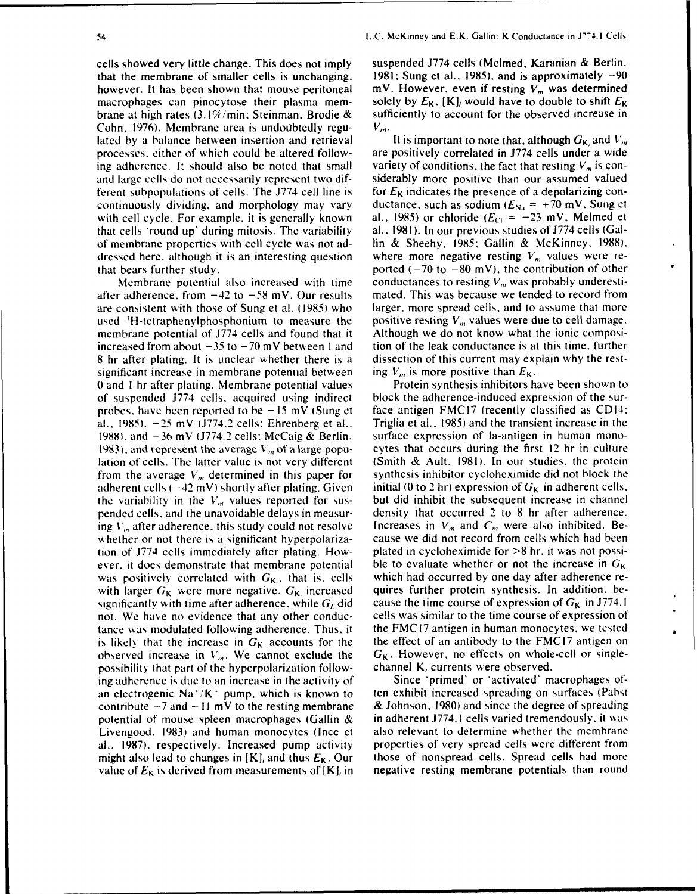cells showed very little change. This does not imply that the membrane of smaller cells is unchanging, however. It has been shown that mouse peritoneal macrophages can pinocytose their plasma membrane at high rates (3.1%/min; Steinman, Brodie & Cohn, 1976). Membrane area is undoubtedly regulated by a balance between insertion and retrieval processes, either of which could be altered following adherence. It should also be noted that small and large cells do not necessarily represent two different subpopulations of cells. The J774 cell line is continuously dividing, and morphology may vary with cell cycle. For example, it is generally known that cells 'round up' during mitosis. The variability of membrane properties with cell cycle was not addressed here, although it is an interesting question that bears further study.

Membrane potential also increased with time after adherence, from −42 to −58 mV. Our results are consistent with those of Sung et al. (1985) who used $^3$H-tetraphenylphosphonium to measure the membrane potential of J774 cells and found that it increased from about −35 to −70 mV between 1 and 8 hr after plating. It is unclear whether there is a significant increase in membrane potential between 0 and 1 hr after plating. Membrane potential values of suspended J774 cells, acquired using indirect probes, have been reported to be −15 mV (Sung et al., 1985), −25 mV (J774.2 cells; Ehrenberg et al., 1988), and −36 mV (J774.2 cells; McCaig & Berlin, 1983), and represent the average $V_m$ of a large population of cells. The latter value is not very different from the average $V_m$ determined in this paper for adherent cells (−42 mV) shortly after plating. Given the variability in the $V_m$ values reported for suspended cells, and the unavoidable delays in measuring $V_m$ after adherence, this study could not resolve whether or not there is a significant hyperpolarization of J774 cells immediately after plating. However, it does demonstrate that membrane potential was positively correlated with $G_K$, that is, cells with larger $G_K$ were more negative. $G_K$ increased significantly with time after adherence, while $G_l$ did not. We have no evidence that any other conductance was modulated following adherence. Thus, it is likely that the increase in $G_K$ accounts for the observed increase in $V_m$. We cannot exclude the possibility that part of the hyperpolarization following adherence is due to an increase in the activity of an electrogenic $Na^+/K^+$ pump, which is known to contribute −7 and −11 mV to the resting membrane potential of mouse spleen macrophages (Gallin & Livengood, 1983) and human monocytes (Ince et al., 1987), respectively. Increased pump activity might also lead to changes in $[K]_i$ and thus $E_K$. Our value of $E_K$ is derived from measurements of $[K]_i$ in suspended J774 cells (Melmed, Karanian & Berlin, 1981; Sung et al., 1985), and is approximately −90 mV. However, even if resting $V_m$ was determined solely by $E_K$, $[K]_i$ would have to double to shift $E_K$ sufficiently to account for the observed increase in $V_m$.

It is important to note that, although $G_K$ and $V_m$ are positively correlated in J774 cells under a wide variety of conditions, the fact that resting $V_m$ is considerably more positive than our assumed valued for $E_K$ indicates the presence of a depolarizing conductance, such as sodium ($E_{Na}$ = +70 mV, Sung et al., 1985) or chloride ($E_{Cl}$ = −23 mV, Melmed et al., 1981). In our previous studies of J774 cells (Gallin & Sheehy, 1985; Gallin & McKinney, 1988), where more negative resting $V_m$ values were reported (−70 to −80 mV), the contribution of other conductances to resting $V_m$ was probably underestimated. This was because we tended to record from larger, more spread cells, and to assume that more positive resting $V_m$ values were due to cell damage. Although we do not know what the ionic composition of the leak conductance is at this time, further dissection of this current may explain why the resting $V_m$ is more positive than $E_K$.

Protein synthesis inhibitors have been shown to block the adherence-induced expression of the surface antigen FMC17 (recently classified as CD14; Triglia et al., 1985) and the transient increase in the surface expression of Ia-antigen in human monocytes that occurs during the first 12 hr in culture (Smith & Ault, 1981). In our studies, the protein synthesis inhibitor cycloheximide did not block the initial (0 to 2 hr) expression of $G_K$ in adherent cells, but did inhibit the subsequent increase in channel density that occurred 2 to 8 hr after adherence. Increases in $V_m$ and $C_m$ were also inhibited. Because we did not record from cells which had been plated in cycloheximide for >8 hr, it was not possible to evaluate whether or not the increase in $G_K$ which had occurred by one day after adherence requires further protein synthesis. In addition, because the time course of expression of $G_K$ in J774.1 cells was similar to the time course of expression of the FMC17 antigen in human monocytes, we tested the effect of an antibody to the FMC17 antigen on $G_K$. However, no effects on whole-cell or single-channel $K_i$ currents were observed.

Since 'primed' or 'activated' macrophages often exhibit increased spreading on surfaces (Pabst & Johnson, 1980) and since the degree of spreading in adherent J774.1 cells varied tremendously, it was also relevant to determine whether the membrane properties of very spread cells were different from those of nonspread cells. Spread cells had more negative resting membrane potentials than round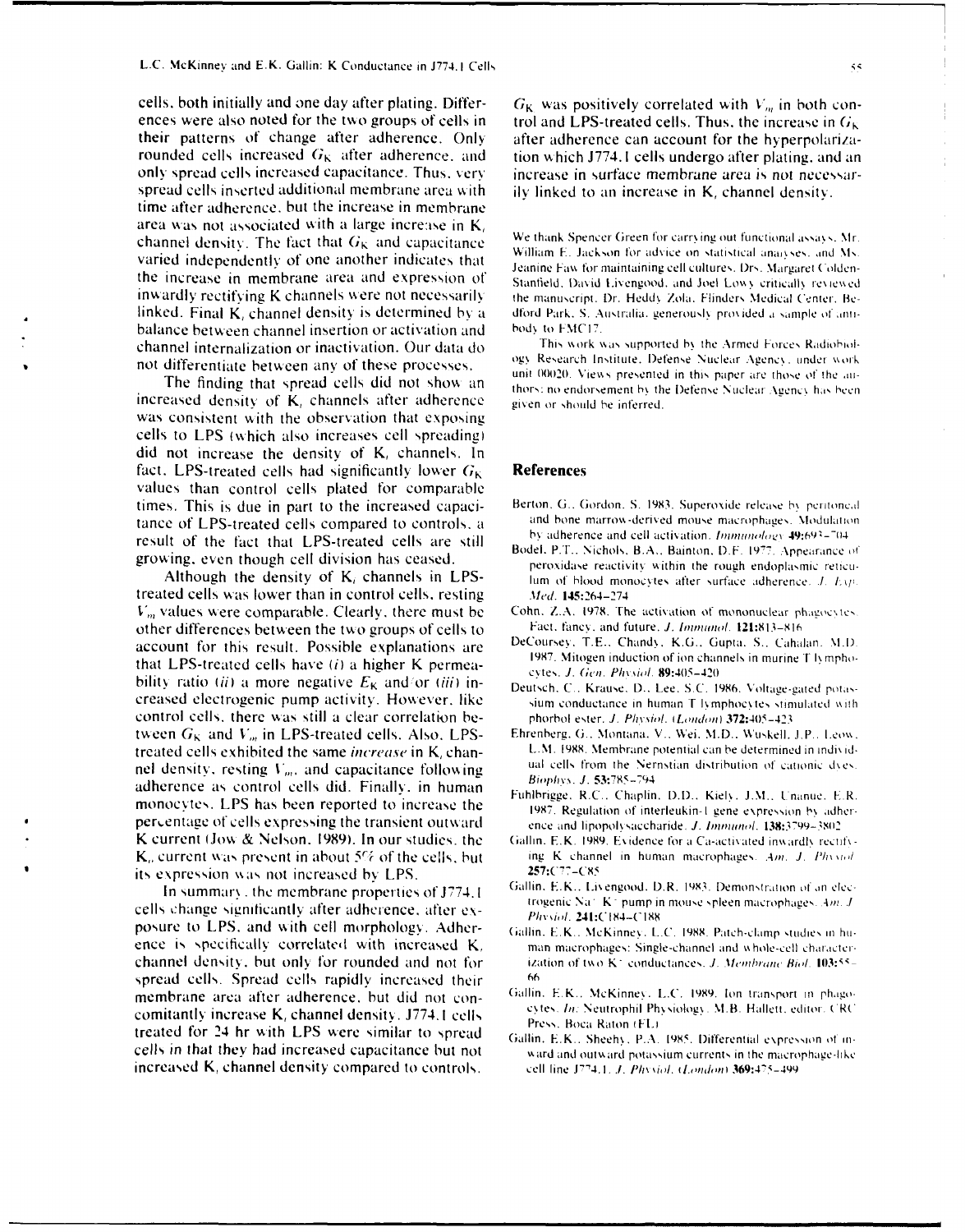cells, both initially and one day after plating. Differences were also noted for the two groups of cells in their patterns of change after adherence. Only rounded cells increased $G_K$ after adherence, and only spread cells increased capacitance. Thus, very spread cells inserted additional membrane area with time after adherence, but the increase in membrane area was not associated with a large increase in $K_i$ channel density. The fact that $G_K$ and capacitance varied independently of one another indicates that the increase in membrane area and expression of inwardly rectifying K channels were not necessarily linked. Final $K_i$ channel density is determined by a balance between channel insertion or activation and channel internalization or inactivation. Our data do not differentiate between any of these processes.

The finding that spread cells did not show an increased density of $K_i$ channels after adherence was consistent with the observation that exposing cells to LPS (which also increases cell spreading) did not increase the density of $K_i$ channels. In fact, LPS-treated cells had significantly lower $G_K$ values than control cells plated for comparable times. This is due in part to the increased capacitance of LPS-treated cells compared to controls, a result of the fact that LPS-treated cells are still growing, even though cell division has ceased.

Although the density of $K_i$ channels in LPS-treated cells was lower than in control cells, resting $V_m$ values were comparable. Clearly, there must be other differences between the two groups of cells to account for this result. Possible explanations are that LPS-treated cells have (*i*) a higher K permeability ratio (*ii*) a more negative $E_K$ and/or (*iii*) increased electrogenic pump activity. However, like control cells, there was still a clear correlation between $G_K$ and $V_m$ in LPS-treated cells. Also, LPS-treated cells exhibited the same *increase* in $K_i$ channel density, resting $V_m$, and capacitance following adherence as control cells did. Finally, in human monocytes, LPS has been reported to increase the percentage of cells expressing the transient outward K current (Jow & Nelson, 1989). In our studies, the $K_o$ current was present in about 5% of the cells, but its expression was not increased by LPS.

In summary, the membrane properties of J774.1 cells change significantly after adherence, after exposure to LPS, and with cell morphology. Adherence is specifically correlated with increased $K_i$ channel density, but only for rounded and not for spread cells. Spread cells rapidly increased their membrane area after adherence, but did not concomitantly increase $K_i$ channel density. J774.1 cells treated for 24 hr with LPS were similar to spread cells in that they had increased capacitance but not increased $K_i$ channel density compared to controls. $G_K$ was positively correlated with $V_m$ in both control and LPS-treated cells. Thus, the increase in $G_K$ after adherence can account for the hyperpolarization which J774.1 cells undergo after plating, and an increase in surface membrane area is not necessarily linked to an increase in $K_i$ channel density.

We thank Spencer Green for carrying out functional assays, Mr. William E. Jackson for advice on statistical analyses, and Ms. Jeanine Faw for maintaining cell cultures. Drs. Margaret Colden-Stanfield, David Livengood, and Joel Lowy critically reviewed the manuscript. Dr. Heddy Zola, Flinders Medical Center, Bedford Park, S. Australia, generously provided a sample of antibody to FMC17.

This work was supported by the Armed Forces Radiobiology Research Institute, Defense Nuclear Agency, under work unit 00020. Views presented in this paper are those of the authors; no endorsement by the Defense Nuclear Agency has been given or should be inferred.

## References

Berton, G., Gordon, S. 1983. Superoxide release by peritoneal and bone marrow-derived mouse macrophages. Modulation by adherence and cell activation. *Immunology* **49:**693–704

Bodel, P.T., Nichols, B.A., Bainton, D.F. 1977. Appearance of peroxidase reactivity within the rough endoplasmic reticulum of blood monocytes after surface adherence. *J. Exp. Med.* **145:**264–274

Cohn, Z.A. 1978. The activation of mononuclear phagocytes. Fact, fancy, and future. *J. Immunol.* **121:**813–816

DeCoursey, T.E., Chandy, K.G., Gupta, S., Cahalan, M.D. 1987. Mitogen induction of ion channels in murine T lymphocytes. *J. Gen. Physiol.* **89:**405–420

Deutsch, C., Krause, D., Lee, S.C. 1986. Voltage-gated potassium conductance in human T lymphocytes stimulated with phorbol ester. *J. Physiol. (London)* **372:**405–423

Ehrenberg, G., Montana, V., Wei, M.D., Wuskell, J.P., Loew, L.M. 1988. Membrane potential can be determined in individual cells from the Nernstian distribution of cationic dyes. *Biophys. J.* **53:**785–794

Fuhlbrigge, R.C., Chaplin, D.D., Kiely, J.M., Unanue, E.R. 1987. Regulation of interleukin-1 gene expression by adherence and lipopolysaccharide. *J. Immunol.* **138:**3799–3802

Gallin, E.K. 1989. Evidence for a Ca-activated inwardly rectifying K channel in human macrophages. *Am. J. Physiol.* **257:**C77–C85

Gallin, E.K., Livengood, D.R. 1983. Demonstration of an electrogenic Na⁺ K⁺ pump in mouse spleen macrophages. *Am. J. Physiol.* **241:**C184–C188

Gallin, E.K., McKinney, L.C. 1988. Patch-clamp studies in human macrophages: Single-channel and whole-cell characterization of two K⁺ conductances. *J. Membrane Biol.* **103:**55–66

Gallin, E.K., McKinney, L.C. 1989. Ion transport in phagocytes. *In:* Neutrophil Physiology. M.B. Hallett, editor. CRC Press, Boca Raton (FL)

Gallin, E.K., Sheehy, P.A. 1985. Differential expression of inward and outward potassium currents in the macrophage-like cell line J774.1. *J. Physiol. (London)* **369:**475–499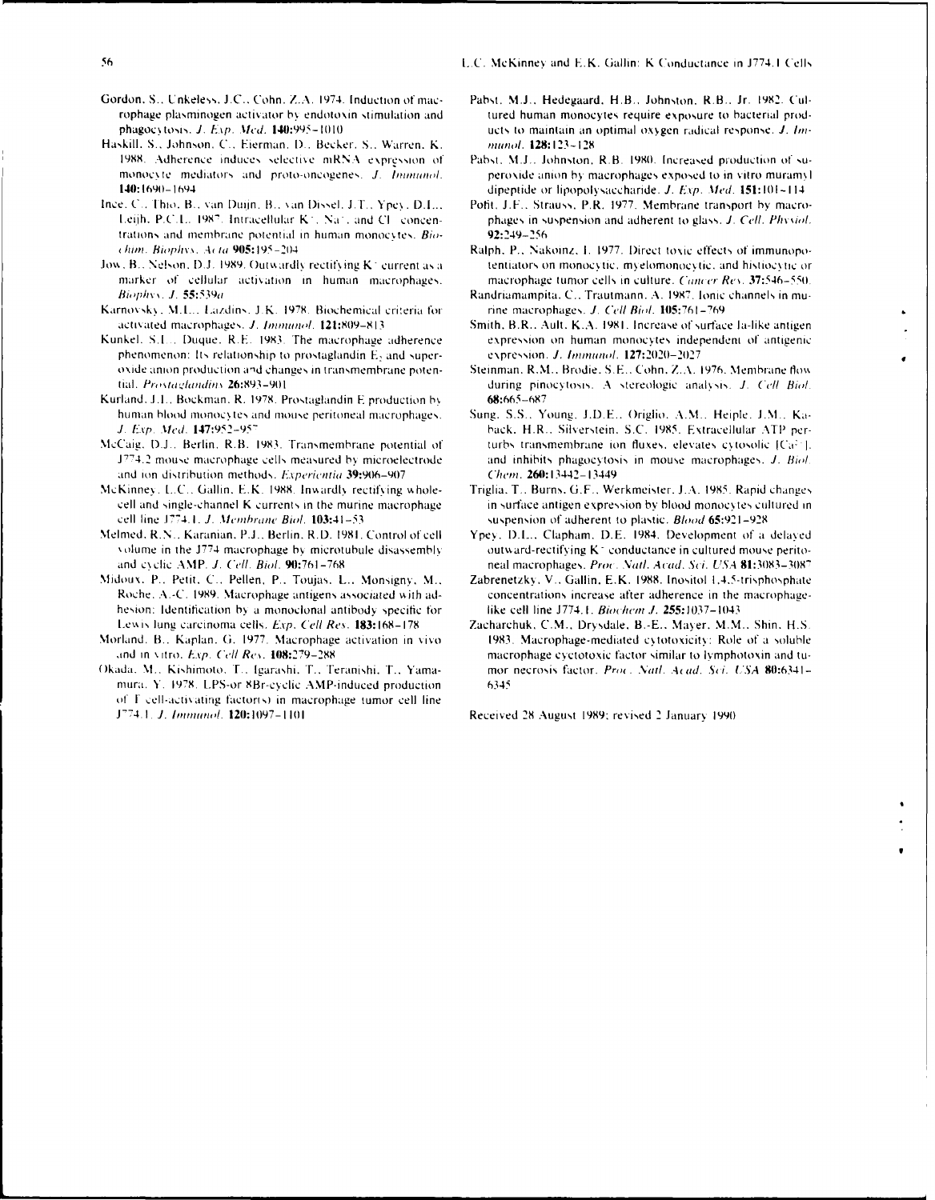Gordon, S., Unkeless, J.C., Cohn, Z.A. 1974. Induction of macrophage plasminogen activator by endotoxin stimulation and phagocytosis. *J. Exp. Med.* **140:**995–1010

Haskill, S., Johnson, C., Eierman, D., Becker, S., Warren, K. 1988. Adherence induces selective mRNA expression of monocyte mediators and proto-oncogenes. *J. Immunol.* **140:**1690–1694

Ince, C., Thio, B., van Duijn, B., van Dissel, J.T., Ypey, D.L., Leijh, P.C.L. 1987. Intracellular $K^+$, $Na^+$, and $Cl^-$ concentrations and membrane potential in human monocytes. *Biochim. Biophys. Acta* **905:**195–204

Jow, B., Nelson, D.J. 1989. Outwardly rectifying $K^+$ current as a marker of cellular activation in human macrophages. *Biophys. J.* **55:**539*a*

Karnovsky, M.L., Lazdins, J.K. 1978. Biochemical criteria for activated macrophages. *J. Immunol.* **121:**809–813

Kunkel, S.L., Duque, R.E. 1983. The macrophage adherence phenomenon: Its relationship to prostaglandin $E_2$ and superoxide anion production and changes in transmembrane potential. *Prostaglandins* **26:**893–901

Kurland, J.I., Bockman, R. 1978. Prostaglandin E production by human blood monocytes and mouse peritoneal macrophages. *J. Exp. Med.* **147:**952–957

McCaig, D.J., Berlin, R.B. 1983. Transmembrane potential of J774.2 mouse macrophage cells measured by microelectrode and ion distribution methods. *Experientia* **39:**906–907

McKinney, L.C., Gallin, E.K. 1988. Inwardly rectifying whole-cell and single-channel K currents in the murine macrophage cell line J774.1. *J. Membrane Biol.* **103:**41–53

Melmed, R.N., Karanian, P.J., Berlin, R.D. 1981. Control of cell volume in the J774 macrophage by microtubule disassembly and cyclic AMP. *J. Cell. Biol.* **90:**761–768

Midoux, P., Petit, C., Pellen, P., Toujas, L., Monsigny, M., Roche, A.-C. 1989. Macrophage antigens associated with adhesion: Identification by a monoclonal antibody specific for Lewis lung carcinoma cells. *Exp. Cell Res.* **183:**168–178

Morland, B., Kaplan, G. 1977. Macrophage activation in vivo and in vitro. *Exp. Cell Res.* **108:**279–288

Okada, M., Kishimoto, T., Igarashi, T., Teranishi, T., Yamamura, Y. 1978. LPS-or 8Br-cyclic AMP-induced production of T cell-activating factor(s) in macrophage tumor cell line J774.1. *J. Immunol.* **120:**1097–1101

Pabst, M.J., Hedegaard, H.B., Johnston, R.B., Jr. 1982. Cultured human monocytes require exposure to bacterial products to maintain an optimal oxygen radical response. *J. Immunol.* **128:**123–128

Pabst, M.J., Johnston, R.B. 1980. Increased production of superoxide anion by macrophages exposed to in vitro muramyl dipeptide or lipopolysaccharide. *J. Exp. Med.* **151:**101–114

Pofit, J.F., Strauss, P.R. 1977. Membrane transport by macrophages in suspension and adherent to glass. *J. Cell. Physiol.* **92:**249–256

Ralph, P., Nakoinz, I. 1977. Direct toxic effects of immunopotentiators on monocytic, myelomonocytic, and histiocytic or macrophage tumor cells in culture. *Cancer Res.* **37:**546–550

Randriamampita, C., Trautmann, A. 1987. Ionic channels in murine macrophages. *J. Cell Biol.* **105:**761–769

Smith, B.R., Ault, K.A. 1981. Increase of surface Ia-like antigen expression on human monocytes independent of antigenic expression. *J. Immunol.* **127:**2020–2027

Steinman, R.M., Brodie, S.E., Cohn, Z.A. 1976. Membrane flow during pinocytosis. A stereologic analysis. *J. Cell Biol.* **68:**665–687

Sung, S.S., Young, J.D.E., Origlio, A.M., Heiple, J.M., Kaback, H.R., Silverstein, S.C. 1985. Extracellular ATP perturbs transmembrane ion fluxes, elevates cytosolic $[Ca^{2+}]$, and inhibits phagocytosis in mouse macrophages. *J. Biol. Chem.* **260:**13442–13449

Triglia, T., Burns, G.F., Werkmeister, J.A. 1985. Rapid changes in surface antigen expression by blood monocytes cultured in suspension of adherent to plastic. *Blood* **65:**921–928

Ypey, D.L., Clapham, D.E. 1984. Development of a delayed outward-rectifying $K^+$ conductance in cultured mouse peritoneal macrophages. *Proc. Natl. Acad. Sci. USA* **81:**3083–3087

Zabrenetzky, V., Gallin, E.K. 1988. Inositol 1,4,5-trisphosphate concentrations increase after adherence in the macrophage-like cell line J774.1. *Biochem J.* **255:**1037–1043

Zacharchuk, C.M., Drysdale, B.-E., Mayer, M.M., Shin, H.S. 1983. Macrophage-mediated cytotoxicity: Role of a soluble macrophage cyctotoxic factor similar to lymphotoxin and tumor necrosis factor. *Proc. Natl. Acad. Sci. USA* **80:**6341–6345

Received 28 August 1989; revised 2 January 1990